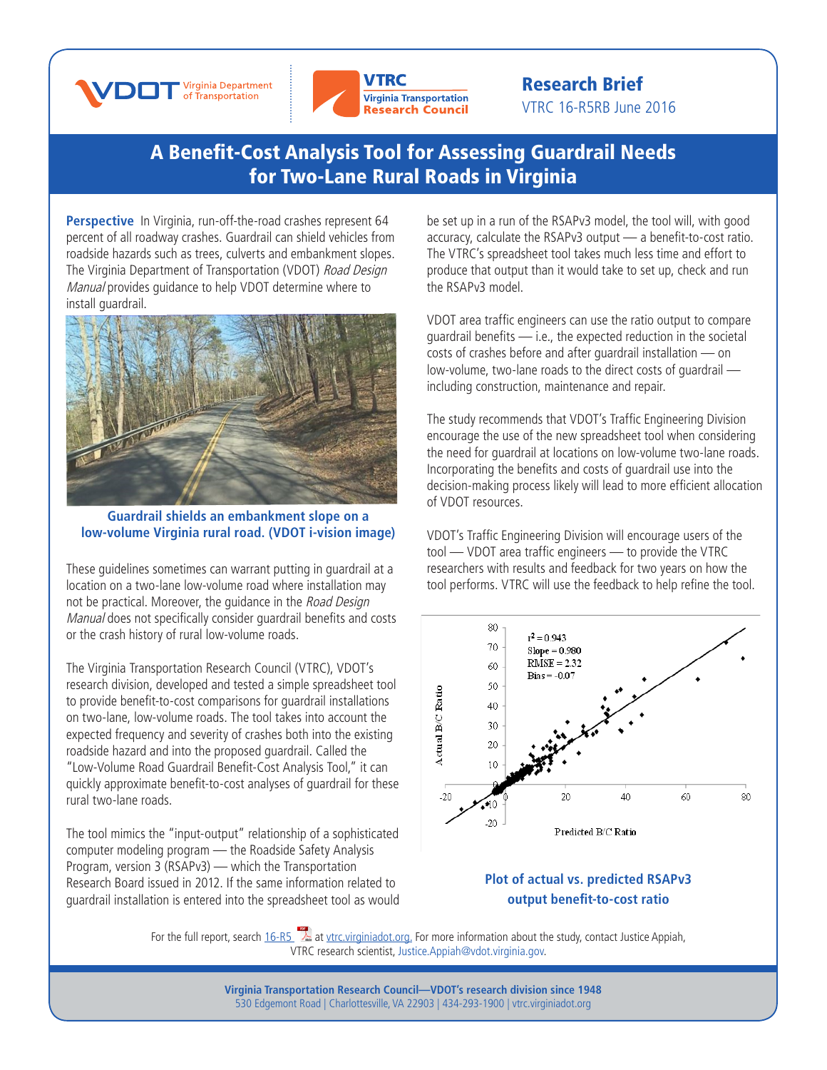Research Brief
VTRC 16-R5RB June 2016

# A Benefit-Cost Analysis Tool for Assessing Guardrail Needs for Two-Lane Rural Roads in Virginia

**Perspective** In Virginia, run-off-the-road crashes represent 64 percent of all roadway crashes. Guardrail can shield vehicles from roadside hazards such as trees, culverts and embankment slopes. The Virginia Department of Transportation (VDOT) *Road Design Manual* provides guidance to help VDOT determine where to install guardrail.

**Guardrail shields an embankment slope on a low-volume Virginia rural road. (VDOT i-vision image)**

These guidelines sometimes can warrant putting in guardrail at a location on a two-lane low-volume road where installation may not be practical. Moreover, the guidance in the *Road Design Manual* does not specifically consider guardrail benefits and costs or the crash history of rural low-volume roads.

The Virginia Transportation Research Council (VTRC), VDOT's research division, developed and tested a simple spreadsheet tool to provide benefit-to-cost comparisons for guardrail installations on two-lane, low-volume roads. The tool takes into account the expected frequency and severity of crashes both into the existing roadside hazard and into the proposed guardrail. Called the "Low-Volume Road Guardrail Benefit-Cost Analysis Tool," it can quickly approximate benefit-to-cost analyses of guardrail for these rural two-lane roads.

The tool mimics the "input-output" relationship of a sophisticated computer modeling program — the Roadside Safety Analysis Program, version 3 (RSAPv3) — which the Transportation Research Board issued in 2012. If the same information related to guardrail installation is entered into the spreadsheet tool as would be set up in a run of the RSAPv3 model, the tool will, with good accuracy, calculate the RSAPv3 output — a benefit-to-cost ratio. The VTRC's spreadsheet tool takes much less time and effort to produce that output than it would take to set up, check and run the RSAPv3 model.

VDOT area traffic engineers can use the ratio output to compare guardrail benefits — i.e., the expected reduction in the societal costs of crashes before and after guardrail installation — on low-volume, two-lane roads to the direct costs of guardrail — including construction, maintenance and repair.

The study recommends that VDOT's Traffic Engineering Division encourage the use of the new spreadsheet tool when considering the need for guardrail at locations on low-volume two-lane roads. Incorporating the benefits and costs of guardrail use into the decision-making process likely will lead to more efficient allocation of VDOT resources.

VDOT's Traffic Engineering Division will encourage users of the tool — VDOT area traffic engineers — to provide the VTRC researchers with results and feedback for two years on how the tool performs. VTRC will use the feedback to help refine the tool.

$r^2 = 0.943$
Slope = 0.980
RMSE = 2.32
Bias = -0.07

**Plot of actual vs. predicted RSAPv3 output benefit-to-cost ratio**

For the full report, search 16-R5 at vtrc.virginiadot.org. For more information about the study, contact Justice Appiah, VTRC research scientist, Justice.Appiah@vdot.virginia.gov.

**Virginia Transportation Research Council—VDOT's research division since 1948**
530 Edgemont Road | Charlottesville, VA 22903 | 434-293-1900 | vtrc.virginiadot.org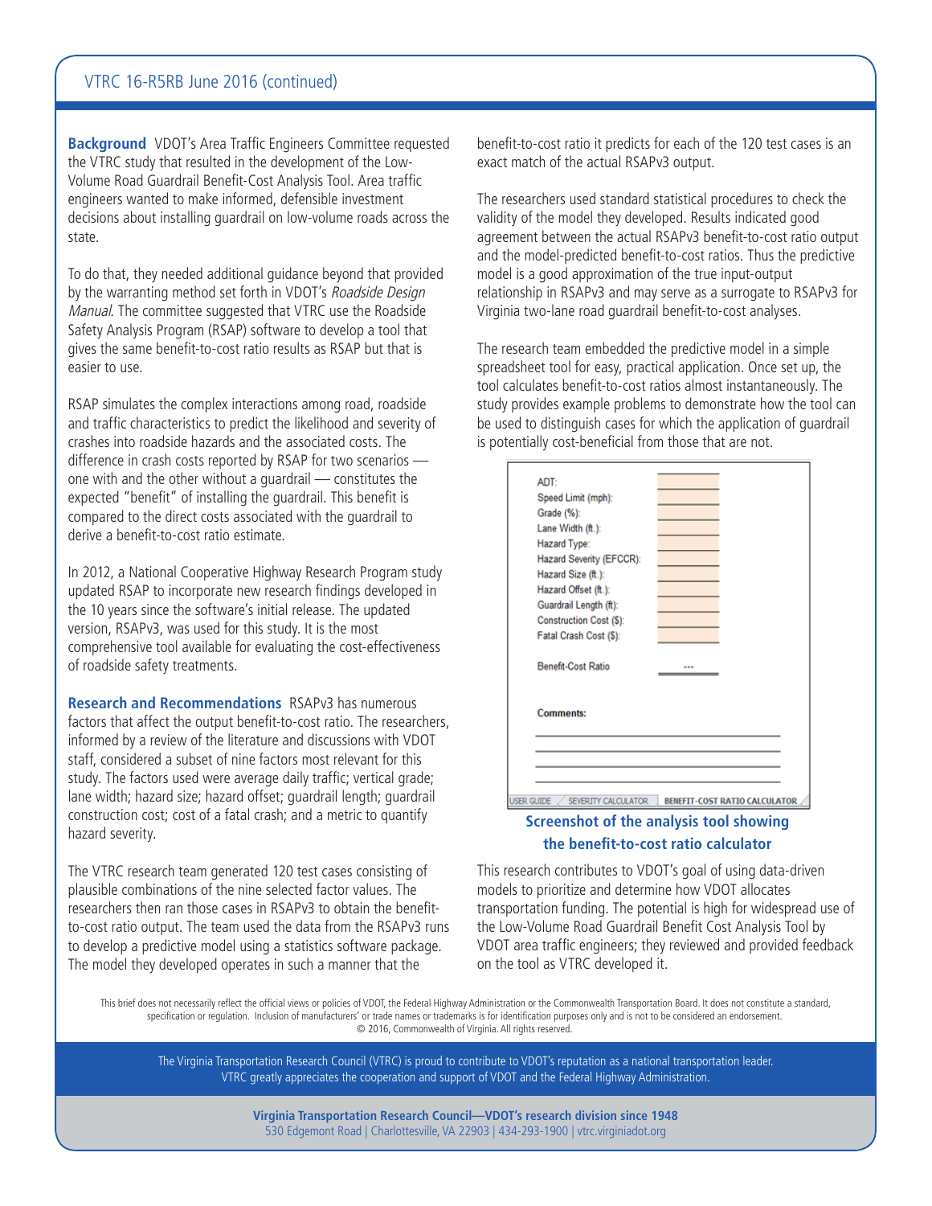**Background** VDOT's Area Traffic Engineers Committee requested the VTRC study that resulted in the development of the Low-Volume Road Guardrail Benefit-Cost Analysis Tool. Area traffic engineers wanted to make informed, defensible investment decisions about installing guardrail on low-volume roads across the state.

To do that, they needed additional guidance beyond that provided by the warranting method set forth in VDOT's *Roadside Design Manual.* The committee suggested that VTRC use the Roadside Safety Analysis Program (RSAP) software to develop a tool that gives the same benefit-to-cost ratio results as RSAP but that is easier to use.

RSAP simulates the complex interactions among road, roadside and traffic characteristics to predict the likelihood and severity of crashes into roadside hazards and the associated costs. The difference in crash costs reported by RSAP for two scenarios — one with and the other without a guardrail — constitutes the expected "benefit" of installing the guardrail. This benefit is compared to the direct costs associated with the guardrail to derive a benefit-to-cost ratio estimate.

In 2012, a National Cooperative Highway Research Program study updated RSAP to incorporate new research findings developed in the 10 years since the software's initial release. The updated version, RSAPv3, was used for this study. It is the most comprehensive tool available for evaluating the cost-effectiveness of roadside safety treatments.

**Research and Recommendations** RSAPv3 has numerous factors that affect the output benefit-to-cost ratio. The researchers, informed by a review of the literature and discussions with VDOT staff, considered a subset of nine factors most relevant for this study. The factors used were average daily traffic; vertical grade; lane width; hazard size; hazard offset; guardrail length; guardrail construction cost; cost of a fatal crash; and a metric to quantify hazard severity.

The VTRC research team generated 120 test cases consisting of plausible combinations of the nine selected factor values. The researchers then ran those cases in RSAPv3 to obtain the benefit-to-cost ratio output. The team used the data from the RSAPv3 runs to develop a predictive model using a statistics software package. The model they developed operates in such a manner that the benefit-to-cost ratio it predicts for each of the 120 test cases is an exact match of the actual RSAPv3 output.

The researchers used standard statistical procedures to check the validity of the model they developed. Results indicated good agreement between the actual RSAPv3 benefit-to-cost ratio output and the model-predicted benefit-to-cost ratios. Thus the predictive model is a good approximation of the true input-output relationship in RSAPv3 and may serve as a surrogate to RSAPv3 for Virginia two-lane road guardrail benefit-to-cost analyses.

The research team embedded the predictive model in a simple spreadsheet tool for easy, practical application. Once set up, the tool calculates benefit-to-cost ratios almost instantaneously. The study provides example problems to demonstrate how the tool can be used to distinguish cases for which the application of guardrail is potentially cost-beneficial from those that are not.

ADT:
Speed Limit (mph):
Grade (%):
Lane Width (ft.):
Hazard Type:
Hazard Severity (EFCCR):
Hazard Size (ft.):
Hazard Offset (ft.):
Guardrail Length (ft):
Construction Cost ($):
Fatal Crash Cost ($):

Benefit-Cost Ratio ---

Comments:

USER GUIDE | SEVERITY CALCULATOR | BENEFIT-COST RATIO CALCULATOR

**Screenshot of the analysis tool showing the benefit-to-cost ratio calculator**

This research contributes to VDOT's goal of using data-driven models to prioritize and determine how VDOT allocates transportation funding. The potential is high for widespread use of the Low-Volume Road Guardrail Benefit Cost Analysis Tool by VDOT area traffic engineers; they reviewed and provided feedback on the tool as VTRC developed it.

This brief does not necessarily reflect the official views or policies of VDOT, the Federal Highway Administration or the Commonwealth Transportation Board. It does not constitute a standard, specification or regulation. Inclusion of manufacturers' or trade names or trademarks is for identification purposes only and is not to be considered an endorsement.
© 2016, Commonwealth of Virginia. All rights reserved.

The Virginia Transportation Research Council (VTRC) is proud to contribute to VDOT's reputation as a national transportation leader. VTRC greatly appreciates the cooperation and support of VDOT and the Federal Highway Administration.

**Virginia Transportation Research Council—VDOT's research division since 1948**
530 Edgemont Road | Charlottesville, VA 22903 | 434-293-1900 | vtrc.virginiadot.org